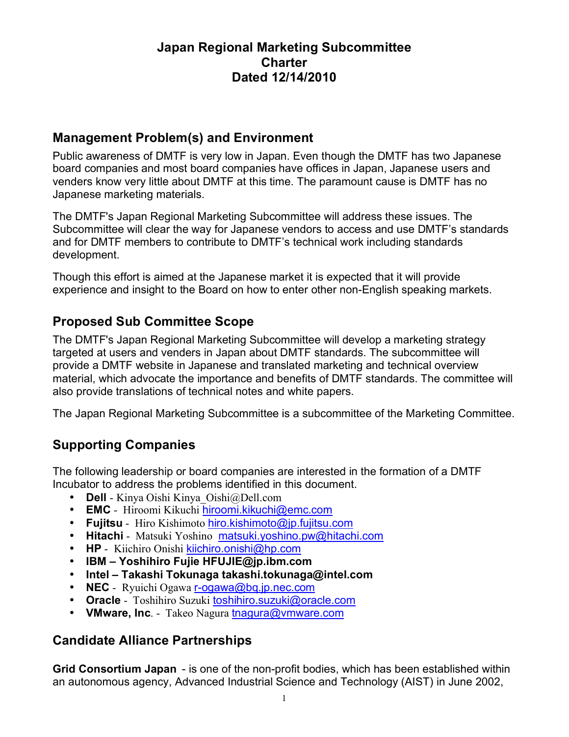# Japan Regional Marketing Subcommittee
# Charter
# Dated 12/14/2010

## Management Problem(s) and Environment

Public awareness of DMTF is very low in Japan. Even though the DMTF has two Japanese board companies and most board companies have offices in Japan, Japanese users and venders know very little about DMTF at this time. The paramount cause is DMTF has no Japanese marketing materials.

The DMTF's Japan Regional Marketing Subcommittee will address these issues. The Subcommittee will clear the way for Japanese vendors to access and use DMTF's standards and for DMTF members to contribute to DMTF's technical work including standards development.

Though this effort is aimed at the Japanese market it is expected that it will provide experience and insight to the Board on how to enter other non-English speaking markets.

## Proposed Sub Committee Scope

The DMTF's Japan Regional Marketing Subcommittee will develop a marketing strategy targeted at users and venders in Japan about DMTF standards. The subcommittee will provide a DMTF website in Japanese and translated marketing and technical overview material, which advocate the importance and benefits of DMTF standards. The committee will also provide translations of technical notes and white papers.

The Japan Regional Marketing Subcommittee is a subcommittee of the Marketing Committee.

## Supporting Companies

The following leadership or board companies are interested in the formation of a DMTF Incubator to address the problems identified in this document.

- **Dell** - Kinya Oishi Kinya_Oishi@Dell.com
- **EMC** - Hiroomi Kikuchi hiroomi.kikuchi@emc.com
- **Fujitsu** - Hiro Kishimoto hiro.kishimoto@jp.fujitsu.com
- **Hitachi** - Matsuki Yoshino matsuki.yoshino.pw@hitachi.com
- **HP** - Kiichiro Onishi kiichiro.onishi@hp.com
- **IBM – Yoshihiro Fujie HFUJIE@jp.ibm.com**
- **Intel – Takashi Tokunaga takashi.tokunaga@intel.com**
- **NEC** - Ryuichi Ogawa r-ogawa@bq.jp.nec.com
- **Oracle** - Toshihiro Suzuki toshihiro.suzuki@oracle.com
- **VMware, Inc**. - Takeo Nagura tnagura@vmware.com

## Candidate Alliance Partnerships

**Grid Consortium Japan** - is one of the non-profit bodies, which has been established within an autonomous agency, Advanced Industrial Science and Technology (AIST) in June 2002,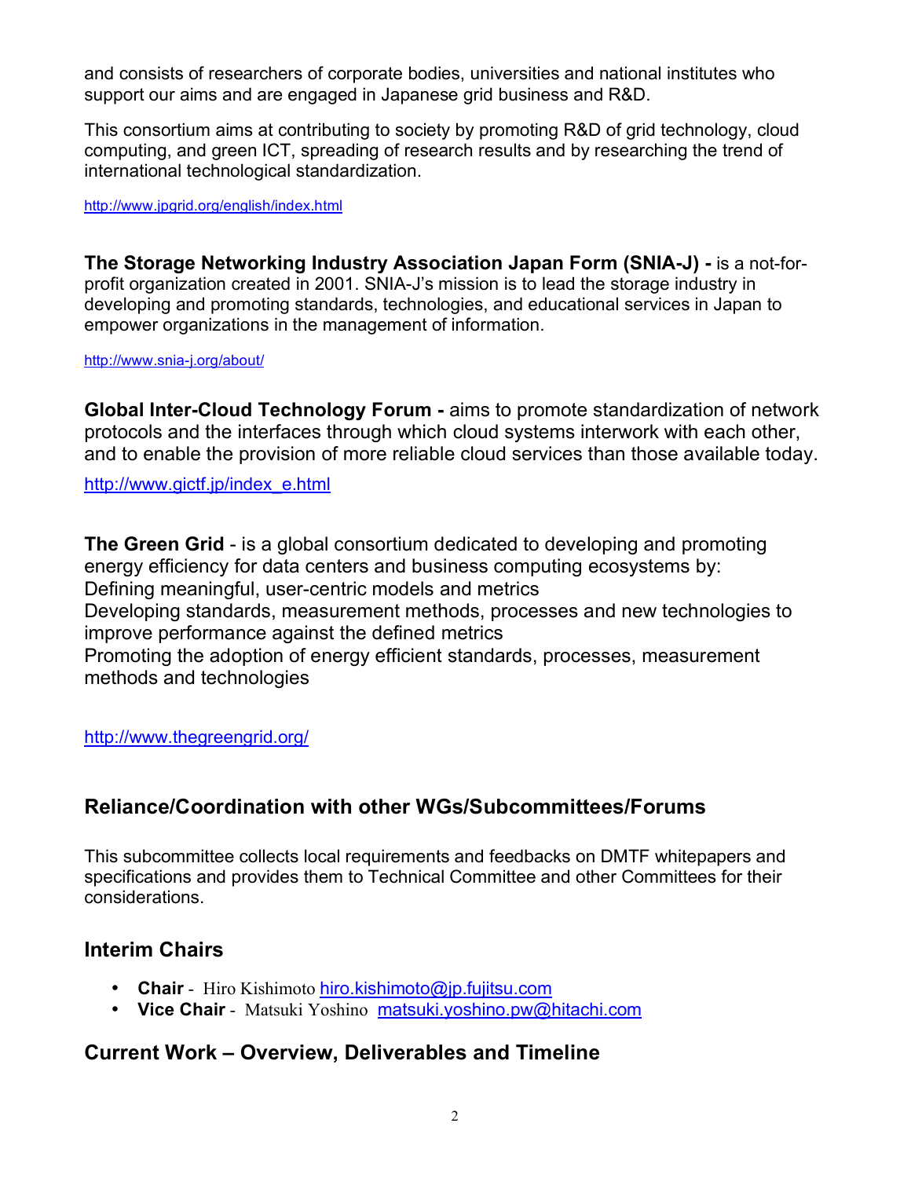and consists of researchers of corporate bodies, universities and national institutes who support our aims and are engaged in Japanese grid business and R&D.

This consortium aims at contributing to society by promoting R&D of grid technology, cloud computing, and green ICT, spreading of research results and by researching the trend of international technological standardization.

http://www.jpgrid.org/english/index.html

**The Storage Networking Industry Association Japan Form (SNIA-J) -** is a not-for-profit organization created in 2001. SNIA-J's mission is to lead the storage industry in developing and promoting standards, technologies, and educational services in Japan to empower organizations in the management of information.

http://www.snia-j.org/about/

**Global Inter-Cloud Technology Forum -** aims to promote standardization of network protocols and the interfaces through which cloud systems interwork with each other, and to enable the provision of more reliable cloud services than those available today.

http://www.gictf.jp/index_e.html

**The Green Grid** - is a global consortium dedicated to developing and promoting energy efficiency for data centers and business computing ecosystems by:
Defining meaningful, user-centric models and metrics
Developing standards, measurement methods, processes and new technologies to improve performance against the defined metrics
Promoting the adoption of energy efficient standards, processes, measurement methods and technologies

http://www.thegreengrid.org/

## Reliance/Coordination with other WGs/Subcommittees/Forums

This subcommittee collects local requirements and feedbacks on DMTF whitepapers and specifications and provides them to Technical Committee and other Committees for their considerations.

## Interim Chairs

- **Chair** - Hiro Kishimoto hiro.kishimoto@jp.fujitsu.com
- **Vice Chair** - Matsuki Yoshino matsuki.yoshino.pw@hitachi.com

## Current Work – Overview, Deliverables and Timeline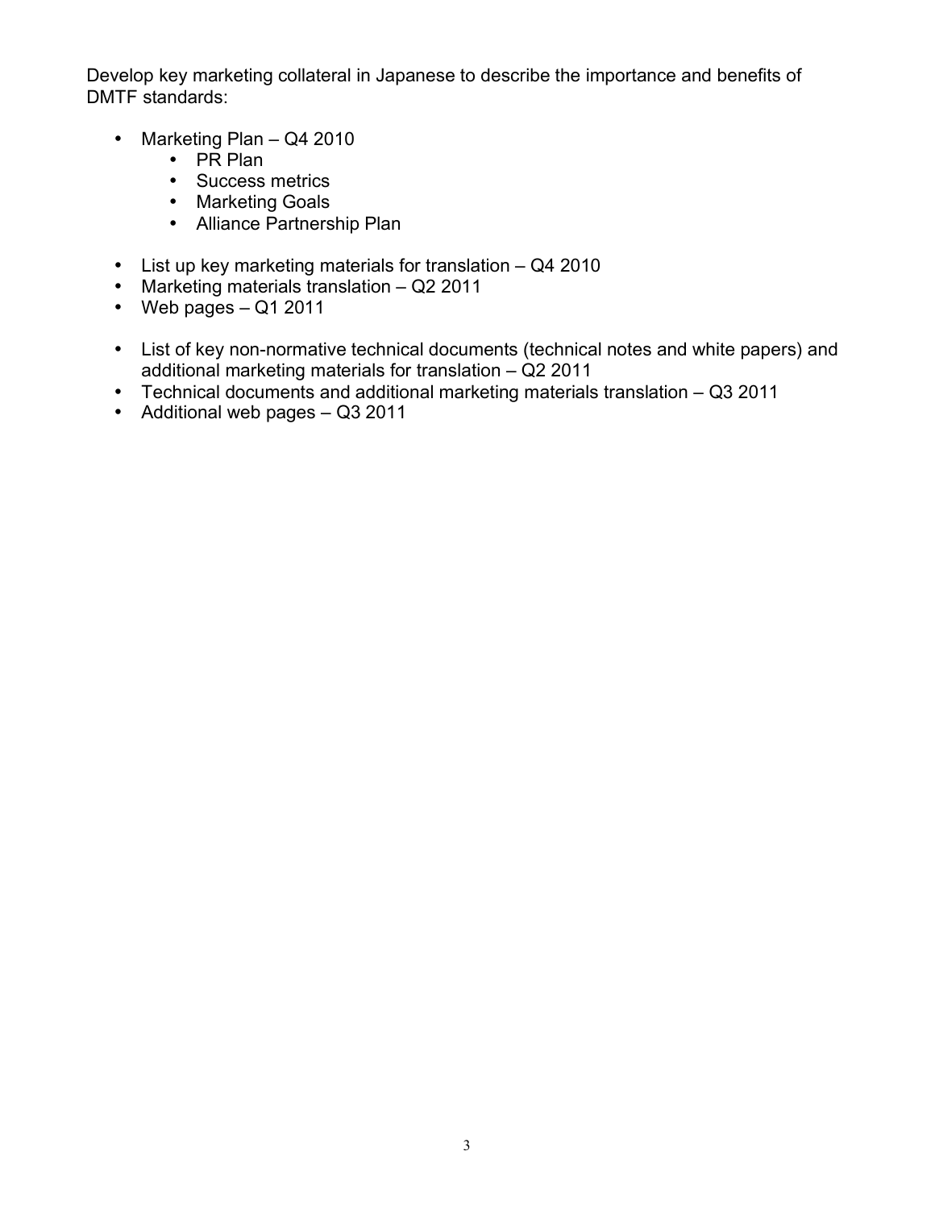Develop key marketing collateral in Japanese to describe the importance and benefits of DMTF standards:

- Marketing Plan – Q4 2010
  - PR Plan
  - Success metrics
  - Marketing Goals
  - Alliance Partnership Plan

- List up key marketing materials for translation – Q4 2010
- Marketing materials translation – Q2 2011
- Web pages – Q1 2011

- List of key non-normative technical documents (technical notes and white papers) and additional marketing materials for translation – Q2 2011
- Technical documents and additional marketing materials translation – Q3 2011
- Additional web pages – Q3 2011